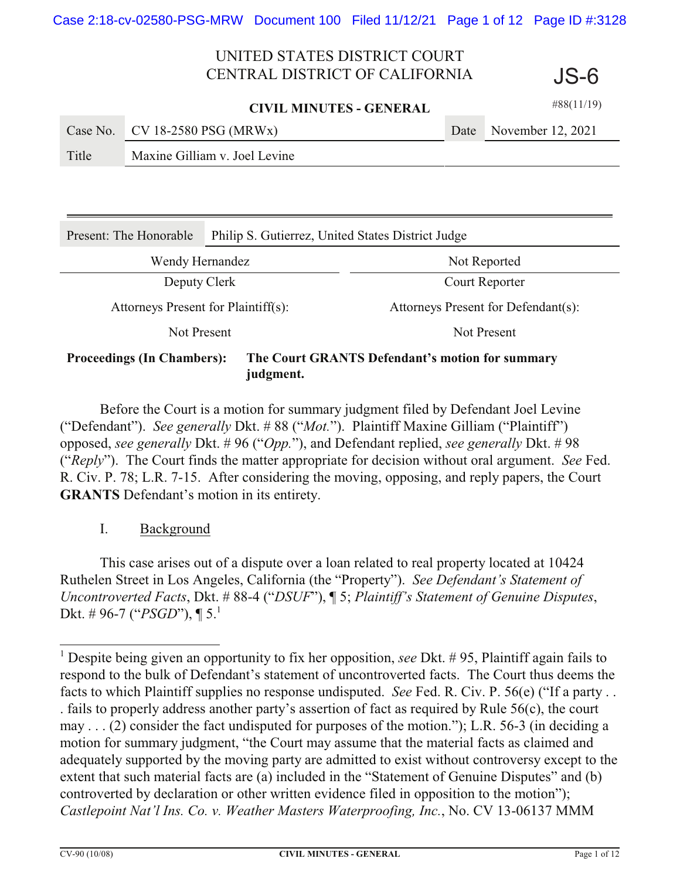UNITED STATES DISTRICT COURT
CENTRAL DISTRICT OF CALIFORNIA

JS-6

#88(11/19)

**CIVIL MINUTES - GENERAL**

| Case No. | CV 18-2580 PSG (MRWx) | Date | November 12, 2021 |
|---|---|---|---|
| Title | Maxine Gilliam v. Joel Levine | | |

| Present: The Honorable | Philip S. Gutierrez, United States District Judge |
|---|---|
| Wendy Hernandez | Not Reported |
| Deputy Clerk | Court Reporter |
| Attorneys Present for Plaintiff(s): | Attorneys Present for Defendant(s): |
| Not Present | Not Present |

**Proceedings (In Chambers): The Court GRANTS Defendant's motion for summary judgment.**

Before the Court is a motion for summary judgment filed by Defendant Joel Levine ("Defendant"). *See generally* Dkt. # 88 ("*Mot.*"). Plaintiff Maxine Gilliam ("Plaintiff") opposed, *see generally* Dkt. # 96 ("*Opp.*"), and Defendant replied, *see generally* Dkt. # 98 ("*Reply*"). The Court finds the matter appropriate for decision without oral argument. *See* Fed. R. Civ. P. 78; L.R. 7-15. After considering the moving, opposing, and reply papers, the Court **GRANTS** Defendant's motion in its entirety.

## I. Background

This case arises out of a dispute over a loan related to real property located at 10424 Ruthelen Street in Los Angeles, California (the "Property"). *See Defendant's Statement of Uncontroverted Facts*, Dkt. # 88-4 ("*DSUF*"), ¶ 5; *Plaintiff's Statement of Genuine Disputes*, Dkt. # 96-7 ("*PSGD*"), ¶ 5.[1]

[1] Despite being given an opportunity to fix her opposition, *see* Dkt. # 95, Plaintiff again fails to respond to the bulk of Defendant's statement of uncontroverted facts. The Court thus deems the facts to which Plaintiff supplies no response undisputed. *See* Fed. R. Civ. P. 56(e) ("If a party . . . fails to properly address another party's assertion of fact as required by Rule 56(c), the court may . . . (2) consider the fact undisputed for purposes of the motion."); L.R. 56-3 (in deciding a motion for summary judgment, "the Court may assume that the material facts as claimed and adequately supported by the moving party are admitted to exist without controversy except to the extent that such material facts are (a) included in the "Statement of Genuine Disputes" and (b) controverted by declaration or other written evidence filed in opposition to the motion"); *Castlepoint Nat'l Ins. Co. v. Weather Masters Waterproofing, Inc.*, No. CV 13-06137 MMM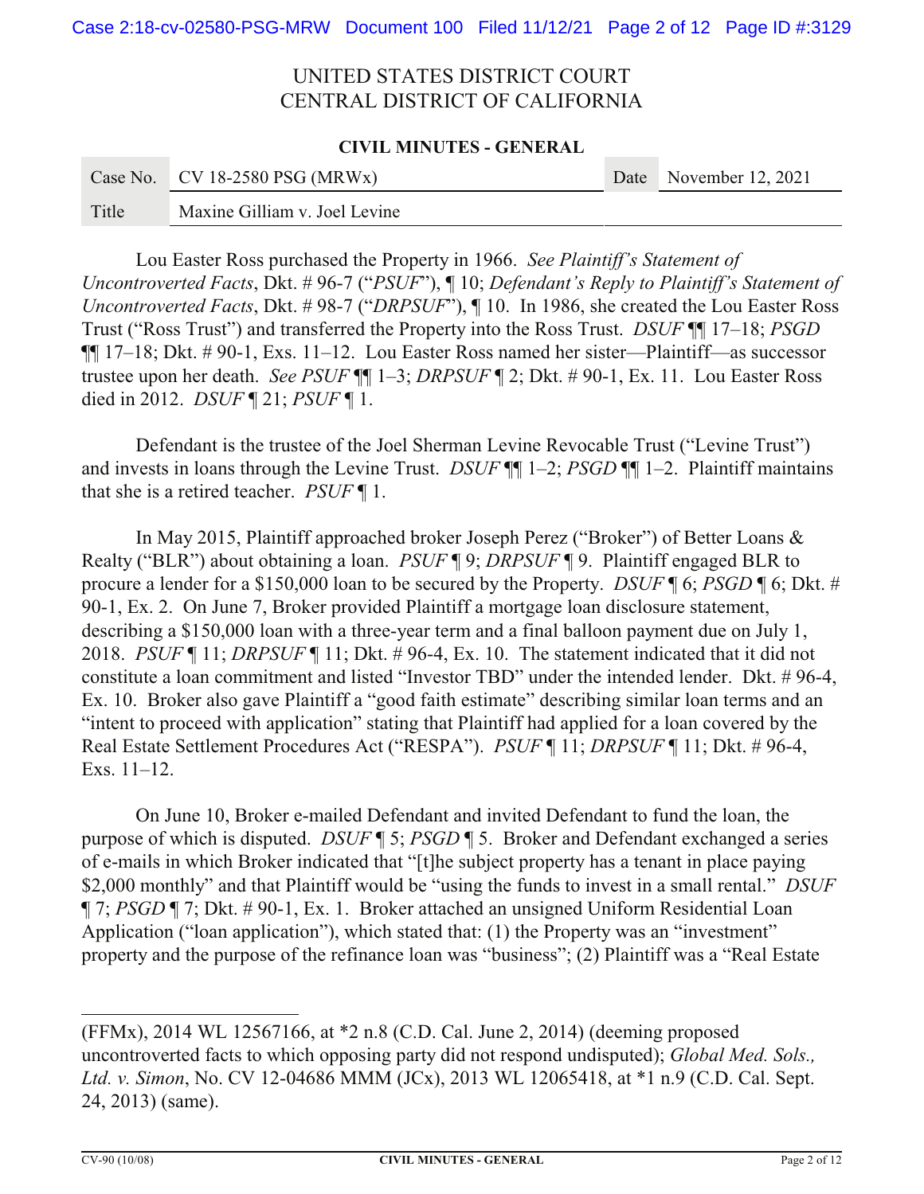Lou Easter Ross purchased the Property in 1966. *See Plaintiff's Statement of Uncontroverted Facts*, Dkt. # 96-7 ("*PSUF*"), ¶ 10; *Defendant's Reply to Plaintiff's Statement of Uncontroverted Facts*, Dkt. # 98-7 ("*DRPSUF*"), ¶ 10. In 1986, she created the Lou Easter Ross Trust ("Ross Trust") and transferred the Property into the Ross Trust. *DSUF* ¶¶ 17–18; *PSGD* ¶¶ 17–18; Dkt. # 90-1, Exs. 11–12. Lou Easter Ross named her sister—Plaintiff—as successor trustee upon her death. *See PSUF* ¶¶ 1–3; *DRPSUF* ¶ 2; Dkt. # 90-1, Ex. 11. Lou Easter Ross died in 2012. *DSUF* ¶ 21; *PSUF* ¶ 1.

Defendant is the trustee of the Joel Sherman Levine Revocable Trust ("Levine Trust") and invests in loans through the Levine Trust. *DSUF* ¶¶ 1–2; *PSGD* ¶¶ 1–2. Plaintiff maintains that she is a retired teacher. *PSUF* ¶ 1.

In May 2015, Plaintiff approached broker Joseph Perez ("Broker") of Better Loans & Realty ("BLR") about obtaining a loan. *PSUF* ¶ 9; *DRPSUF* ¶ 9. Plaintiff engaged BLR to procure a lender for a $150,000 loan to be secured by the Property. *DSUF* ¶ 6; *PSGD* ¶ 6; Dkt. # 90-1, Ex. 2. On June 7, Broker provided Plaintiff a mortgage loan disclosure statement, describing a $150,000 loan with a three-year term and a final balloon payment due on July 1, 2018. *PSUF* ¶ 11; *DRPSUF* ¶ 11; Dkt. # 96-4, Ex. 10. The statement indicated that it did not constitute a loan commitment and listed "Investor TBD" under the intended lender. Dkt. # 96-4, Ex. 10. Broker also gave Plaintiff a "good faith estimate" describing similar loan terms and an "intent to proceed with application" stating that Plaintiff had applied for a loan covered by the Real Estate Settlement Procedures Act ("RESPA"). *PSUF* ¶ 11; *DRPSUF* ¶ 11; Dkt. # 96-4, Exs. 11–12.

On June 10, Broker e-mailed Defendant and invited Defendant to fund the loan, the purpose of which is disputed. *DSUF* ¶ 5; *PSGD* ¶ 5. Broker and Defendant exchanged a series of e-mails in which Broker indicated that "[t]he subject property has a tenant in place paying $2,000 monthly" and that Plaintiff would be "using the funds to invest in a small rental." *DSUF* ¶ 7; *PSGD* ¶ 7; Dkt. # 90-1, Ex. 1. Broker attached an unsigned Uniform Residential Loan Application ("loan application"), which stated that: (1) the Property was an "investment" property and the purpose of the refinance loan was "business"; (2) Plaintiff was a "Real Estate

---

(FFMx), 2014 WL 12567166, at *2 n.8 (C.D. Cal. June 2, 2014) (deeming proposed uncontroverted facts to which opposing party did not respond undisputed); *Global Med. Sols., Ltd. v. Simon*, No. CV 12-04686 MMM (JCx), 2013 WL 12065418, at *1 n.9 (C.D. Cal. Sept. 24, 2013) (same).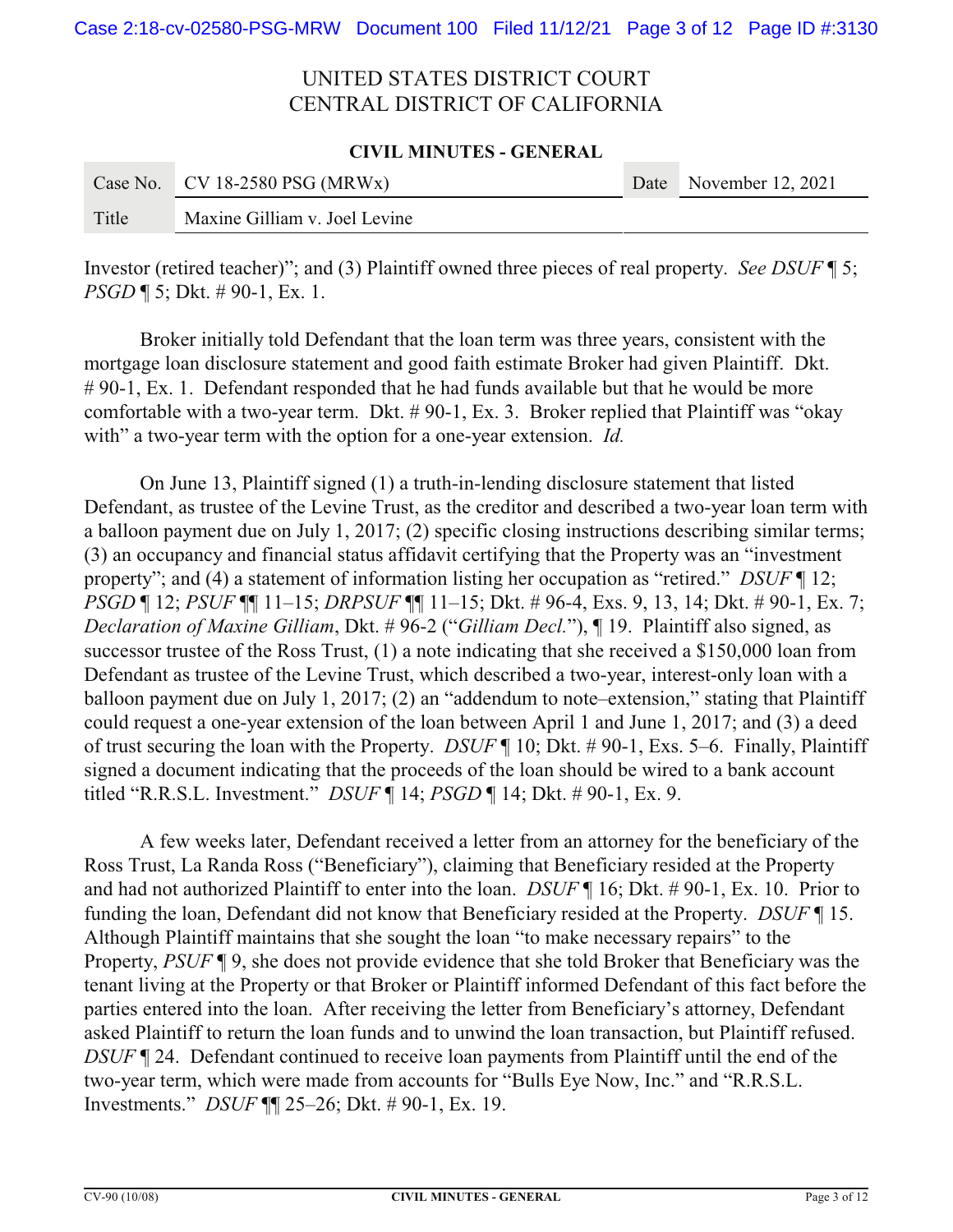Investor (retired teacher)"; and (3) Plaintiff owned three pieces of real property. *See DSUF* ¶ 5; *PSGD* ¶ 5; Dkt. # 90-1, Ex. 1.

Broker initially told Defendant that the loan term was three years, consistent with the mortgage loan disclosure statement and good faith estimate Broker had given Plaintiff. Dkt. # 90-1, Ex. 1. Defendant responded that he had funds available but that he would be more comfortable with a two-year term. Dkt. # 90-1, Ex. 3. Broker replied that Plaintiff was "okay with" a two-year term with the option for a one-year extension. *Id.*

On June 13, Plaintiff signed (1) a truth-in-lending disclosure statement that listed Defendant, as trustee of the Levine Trust, as the creditor and described a two-year loan term with a balloon payment due on July 1, 2017; (2) specific closing instructions describing similar terms; (3) an occupancy and financial status affidavit certifying that the Property was an "investment property"; and (4) a statement of information listing her occupation as "retired." *DSUF* ¶ 12; *PSGD* ¶ 12; *PSUF* ¶¶ 11–15; *DRPSUF* ¶¶ 11–15; Dkt. # 96-4, Exs. 9, 13, 14; Dkt. # 90-1, Ex. 7; *Declaration of Maxine Gilliam*, Dkt. # 96-2 ("*Gilliam Decl.*"), ¶ 19. Plaintiff also signed, as successor trustee of the Ross Trust, (1) a note indicating that she received a $150,000 loan from Defendant as trustee of the Levine Trust, which described a two-year, interest-only loan with a balloon payment due on July 1, 2017; (2) an "addendum to note–extension," stating that Plaintiff could request a one-year extension of the loan between April 1 and June 1, 2017; and (3) a deed of trust securing the loan with the Property. *DSUF* ¶ 10; Dkt. # 90-1, Exs. 5–6. Finally, Plaintiff signed a document indicating that the proceeds of the loan should be wired to a bank account titled "R.R.S.L. Investment." *DSUF* ¶ 14; *PSGD* ¶ 14; Dkt. # 90-1, Ex. 9.

A few weeks later, Defendant received a letter from an attorney for the beneficiary of the Ross Trust, La Randa Ross ("Beneficiary"), claiming that Beneficiary resided at the Property and had not authorized Plaintiff to enter into the loan. *DSUF* ¶ 16; Dkt. # 90-1, Ex. 10. Prior to funding the loan, Defendant did not know that Beneficiary resided at the Property. *DSUF* ¶ 15. Although Plaintiff maintains that she sought the loan "to make necessary repairs" to the Property, *PSUF* ¶ 9, she does not provide evidence that she told Broker that Beneficiary was the tenant living at the Property or that Broker or Plaintiff informed Defendant of this fact before the parties entered into the loan. After receiving the letter from Beneficiary's attorney, Defendant asked Plaintiff to return the loan funds and to unwind the loan transaction, but Plaintiff refused. *DSUF* ¶ 24. Defendant continued to receive loan payments from Plaintiff until the end of the two-year term, which were made from accounts for "Bulls Eye Now, Inc." and "R.R.S.L. Investments." *DSUF* ¶¶ 25–26; Dkt. # 90-1, Ex. 19.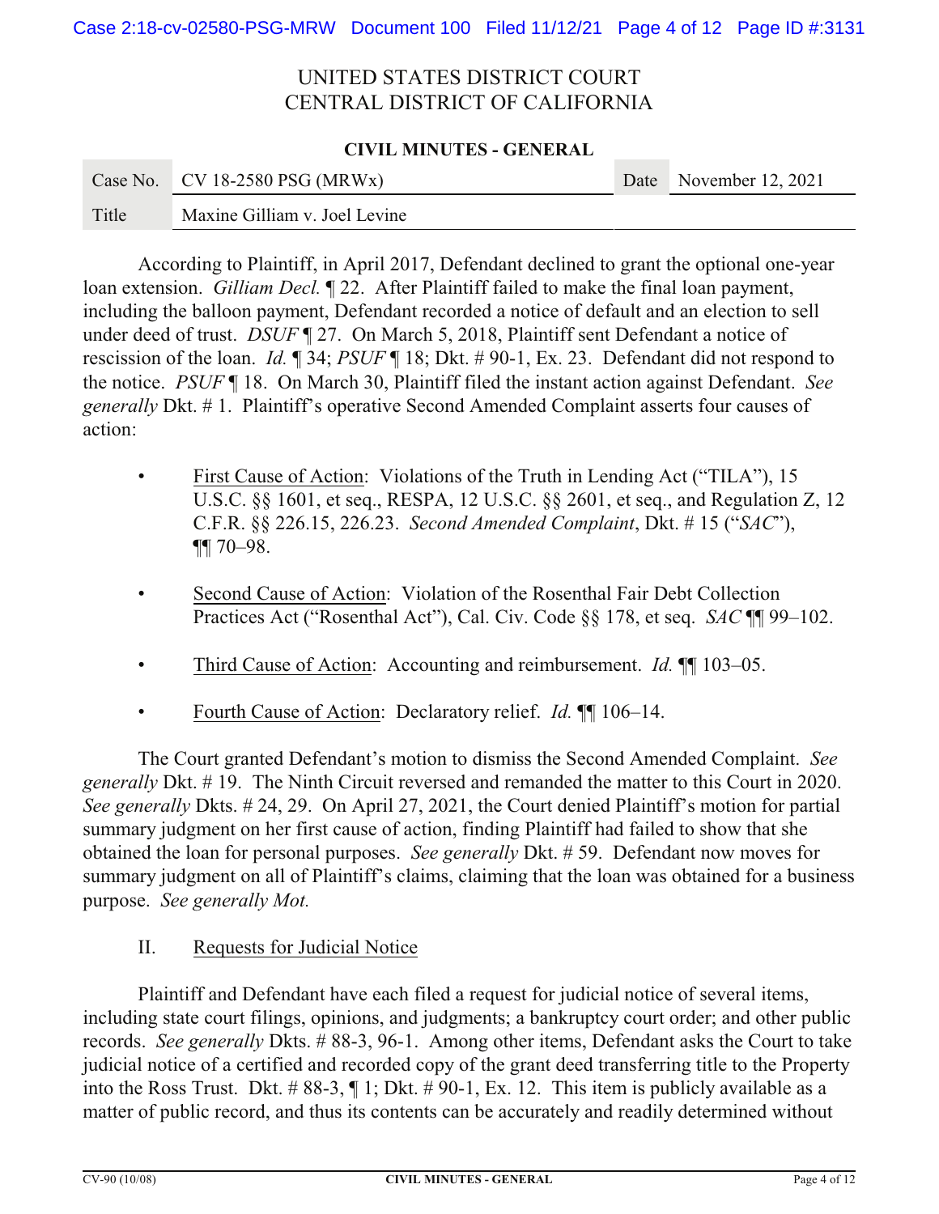According to Plaintiff, in April 2017, Defendant declined to grant the optional one-year loan extension. *Gilliam Decl.* ¶ 22. After Plaintiff failed to make the final loan payment, including the balloon payment, Defendant recorded a notice of default and an election to sell under deed of trust. *DSUF* ¶ 27. On March 5, 2018, Plaintiff sent Defendant a notice of rescission of the loan. *Id.* ¶ 34; *PSUF* ¶ 18; Dkt. # 90-1, Ex. 23. Defendant did not respond to the notice. *PSUF* ¶ 18. On March 30, Plaintiff filed the instant action against Defendant. *See generally* Dkt. # 1. Plaintiff's operative Second Amended Complaint asserts four causes of action:

- First Cause of Action: Violations of the Truth in Lending Act ("TILA"), 15 U.S.C. §§ 1601, et seq., RESPA, 12 U.S.C. §§ 2601, et seq., and Regulation Z, 12 C.F.R. §§ 226.15, 226.23. *Second Amended Complaint*, Dkt. # 15 ("*SAC*"), ¶¶ 70–98.

- Second Cause of Action: Violation of the Rosenthal Fair Debt Collection Practices Act ("Rosenthal Act"), Cal. Civ. Code §§ 178, et seq. *SAC* ¶¶ 99–102.

- Third Cause of Action: Accounting and reimbursement. *Id.* ¶¶ 103–05.

- Fourth Cause of Action: Declaratory relief. *Id.* ¶¶ 106–14.

The Court granted Defendant's motion to dismiss the Second Amended Complaint. *See generally* Dkt. # 19. The Ninth Circuit reversed and remanded the matter to this Court in 2020. *See generally* Dkts. # 24, 29. On April 27, 2021, the Court denied Plaintiff's motion for partial summary judgment on her first cause of action, finding Plaintiff had failed to show that she obtained the loan for personal purposes. *See generally* Dkt. # 59. Defendant now moves for summary judgment on all of Plaintiff's claims, claiming that the loan was obtained for a business purpose. *See generally Mot.*

## II. Requests for Judicial Notice

Plaintiff and Defendant have each filed a request for judicial notice of several items, including state court filings, opinions, and judgments; a bankruptcy court order; and other public records. *See generally* Dkts. # 88-3, 96-1. Among other items, Defendant asks the Court to take judicial notice of a certified and recorded copy of the grant deed transferring title to the Property into the Ross Trust. Dkt. # 88-3, ¶ 1; Dkt. # 90-1, Ex. 12. This item is publicly available as a matter of public record, and thus its contents can be accurately and readily determined without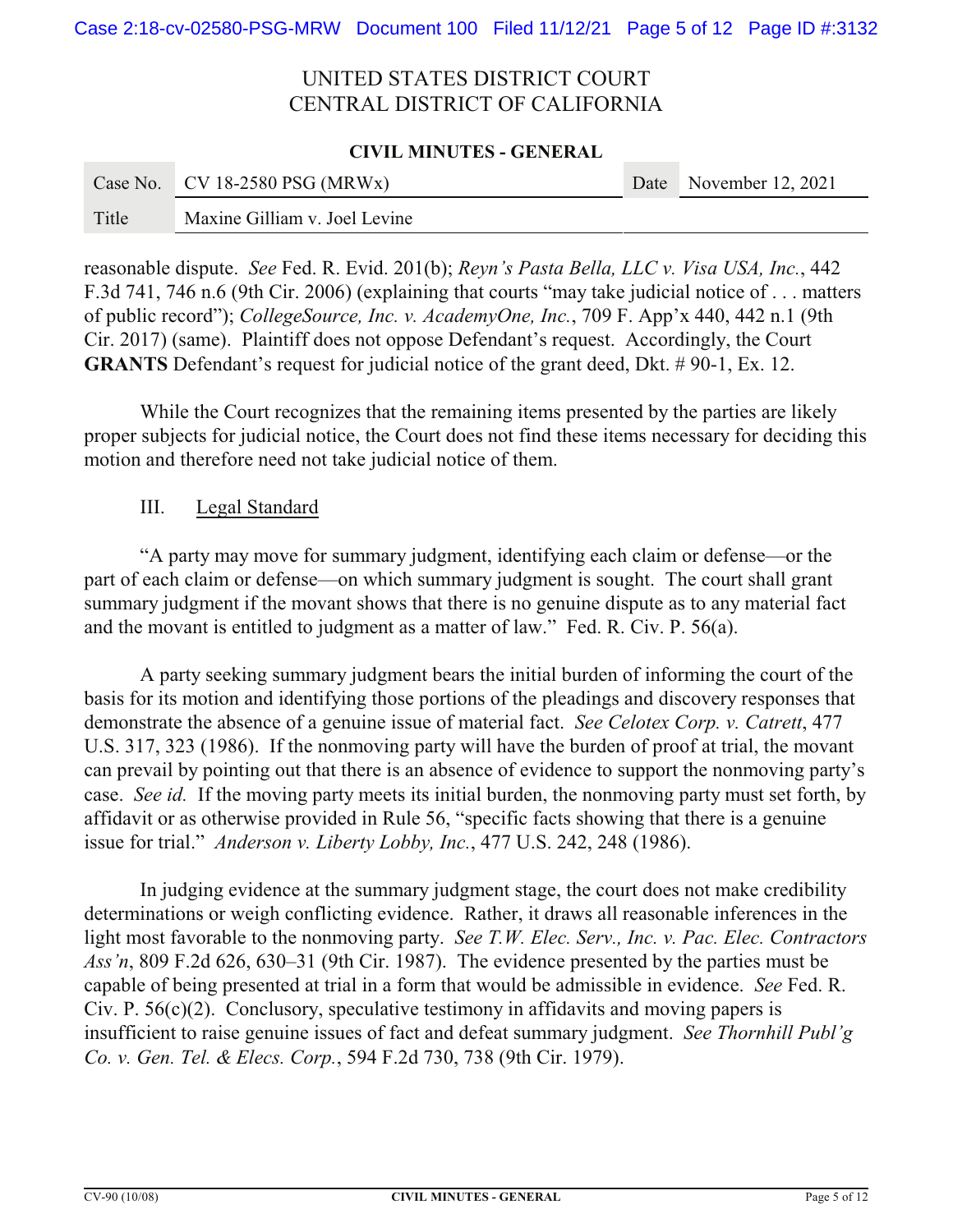reasonable dispute. *See* Fed. R. Evid. 201(b); *Reyn's Pasta Bella, LLC v. Visa USA, Inc.*, 442 F.3d 741, 746 n.6 (9th Cir. 2006) (explaining that courts "may take judicial notice of . . . matters of public record"); *CollegeSource, Inc. v. AcademyOne, Inc.*, 709 F. App'x 440, 442 n.1 (9th Cir. 2017) (same). Plaintiff does not oppose Defendant's request. Accordingly, the Court **GRANTS** Defendant's request for judicial notice of the grant deed, Dkt. # 90-1, Ex. 12.

While the Court recognizes that the remaining items presented by the parties are likely proper subjects for judicial notice, the Court does not find these items necessary for deciding this motion and therefore need not take judicial notice of them.

## III. Legal Standard

"A party may move for summary judgment, identifying each claim or defense—or the part of each claim or defense—on which summary judgment is sought. The court shall grant summary judgment if the movant shows that there is no genuine dispute as to any material fact and the movant is entitled to judgment as a matter of law." Fed. R. Civ. P. 56(a).

A party seeking summary judgment bears the initial burden of informing the court of the basis for its motion and identifying those portions of the pleadings and discovery responses that demonstrate the absence of a genuine issue of material fact. *See Celotex Corp. v. Catrett*, 477 U.S. 317, 323 (1986). If the nonmoving party will have the burden of proof at trial, the movant can prevail by pointing out that there is an absence of evidence to support the nonmoving party's case. *See id.* If the moving party meets its initial burden, the nonmoving party must set forth, by affidavit or as otherwise provided in Rule 56, "specific facts showing that there is a genuine issue for trial." *Anderson v. Liberty Lobby, Inc.*, 477 U.S. 242, 248 (1986).

In judging evidence at the summary judgment stage, the court does not make credibility determinations or weigh conflicting evidence. Rather, it draws all reasonable inferences in the light most favorable to the nonmoving party. *See T.W. Elec. Serv., Inc. v. Pac. Elec. Contractors Ass'n*, 809 F.2d 626, 630–31 (9th Cir. 1987). The evidence presented by the parties must be capable of being presented at trial in a form that would be admissible in evidence. *See* Fed. R. Civ. P. 56(c)(2). Conclusory, speculative testimony in affidavits and moving papers is insufficient to raise genuine issues of fact and defeat summary judgment. *See Thornhill Publ'g Co. v. Gen. Tel. & Elecs. Corp.*, 594 F.2d 730, 738 (9th Cir. 1979).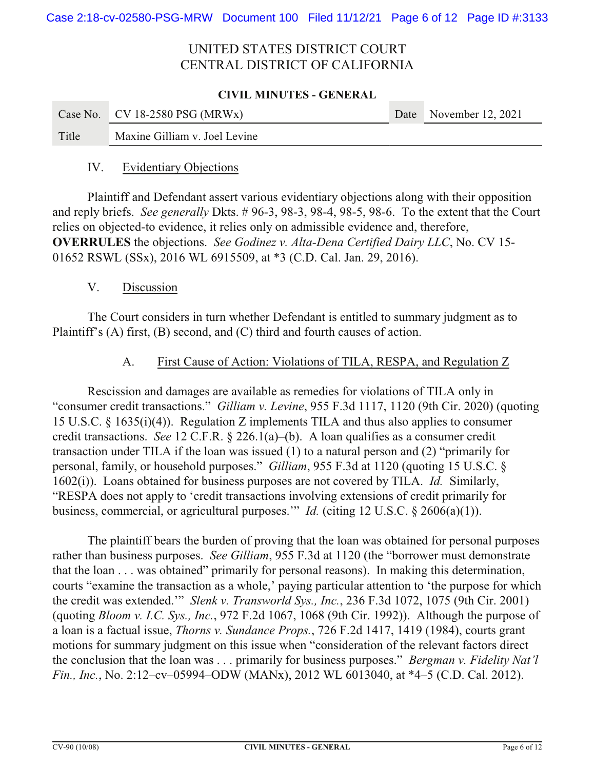UNITED STATES DISTRICT COURT
CENTRAL DISTRICT OF CALIFORNIA

**CIVIL MINUTES - GENERAL**

| Case No. | CV 18-2580 PSG (MRWx) | Date | November 12, 2021 |
|---|---|---|---|
| Title | Maxine Gilliam v. Joel Levine | | |

## IV. Evidentiary Objections

Plaintiff and Defendant assert various evidentiary objections along with their opposition and reply briefs. *See generally* Dkts. # 96-3, 98-3, 98-4, 98-5, 98-6. To the extent that the Court relies on objected-to evidence, it relies only on admissible evidence and, therefore, **OVERRULES** the objections. *See Godinez v. Alta-Dena Certified Dairy LLC*, No. CV 15-01652 RSWL (SSx), 2016 WL 6915509, at *3 (C.D. Cal. Jan. 29, 2016).

## V. Discussion

The Court considers in turn whether Defendant is entitled to summary judgment as to Plaintiff's (A) first, (B) second, and (C) third and fourth causes of action.

### A. First Cause of Action: Violations of TILA, RESPA, and Regulation Z

Rescission and damages are available as remedies for violations of TILA only in "consumer credit transactions." *Gilliam v. Levine*, 955 F.3d 1117, 1120 (9th Cir. 2020) (quoting 15 U.S.C. § 1635(i)(4)). Regulation Z implements TILA and thus also applies to consumer credit transactions. *See* 12 C.F.R. § 226.1(a)–(b). A loan qualifies as a consumer credit transaction under TILA if the loan was issued (1) to a natural person and (2) "primarily for personal, family, or household purposes." *Gilliam*, 955 F.3d at 1120 (quoting 15 U.S.C. § 1602(i)). Loans obtained for business purposes are not covered by TILA. *Id.* Similarly, "RESPA does not apply to 'credit transactions involving extensions of credit primarily for business, commercial, or agricultural purposes.'" *Id.* (citing 12 U.S.C. § 2606(a)(1)).

The plaintiff bears the burden of proving that the loan was obtained for personal purposes rather than business purposes. *See Gilliam*, 955 F.3d at 1120 (the "borrower must demonstrate that the loan . . . was obtained" primarily for personal reasons). In making this determination, courts "examine the transaction as a whole,' paying particular attention to 'the purpose for which the credit was extended.'" *Slenk v. Transworld Sys., Inc.*, 236 F.3d 1072, 1075 (9th Cir. 2001) (quoting *Bloom v. I.C. Sys., Inc.*, 972 F.2d 1067, 1068 (9th Cir. 1992)). Although the purpose of a loan is a factual issue, *Thorns v. Sundance Props.*, 726 F.2d 1417, 1419 (1984), courts grant motions for summary judgment on this issue when "consideration of the relevant factors direct the conclusion that the loan was . . . primarily for business purposes." *Bergman v. Fidelity Nat'l Fin., Inc.*, No. 2:12–cv–05994–ODW (MANx), 2012 WL 6013040, at *4–5 (C.D. Cal. 2012).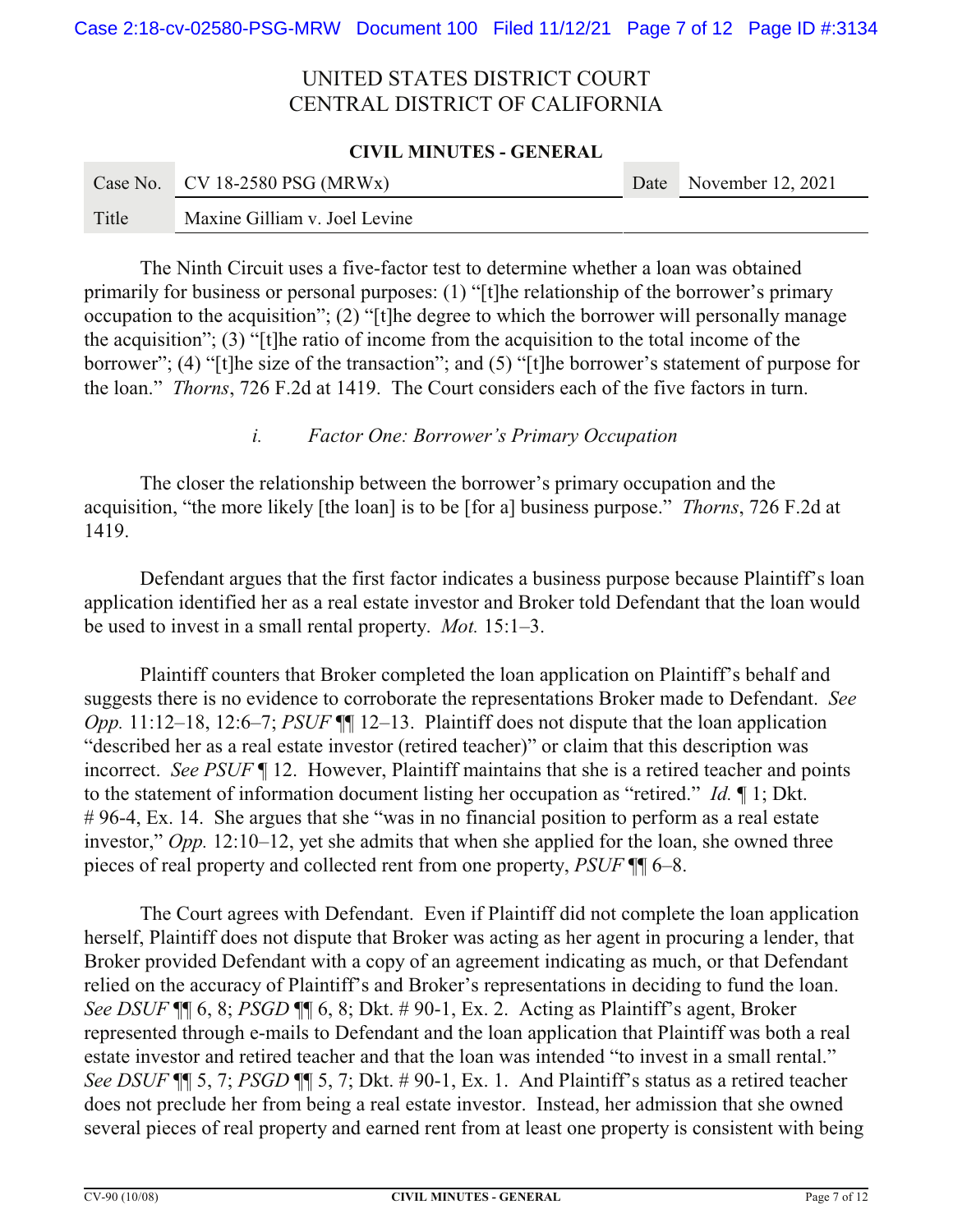The Ninth Circuit uses a five-factor test to determine whether a loan was obtained primarily for business or personal purposes: (1) "[t]he relationship of the borrower's primary occupation to the acquisition"; (2) "[t]he degree to which the borrower will personally manage the acquisition"; (3) "[t]he ratio of income from the acquisition to the total income of the borrower"; (4) "[t]he size of the transaction"; and (5) "[t]he borrower's statement of purpose for the loan." *Thorns*, 726 F.2d at 1419. The Court considers each of the five factors in turn.

*i. Factor One: Borrower's Primary Occupation*

The closer the relationship between the borrower's primary occupation and the acquisition, "the more likely [the loan] is to be [for a] business purpose." *Thorns*, 726 F.2d at 1419.

Defendant argues that the first factor indicates a business purpose because Plaintiff's loan application identified her as a real estate investor and Broker told Defendant that the loan would be used to invest in a small rental property. *Mot.* 15:1–3.

Plaintiff counters that Broker completed the loan application on Plaintiff's behalf and suggests there is no evidence to corroborate the representations Broker made to Defendant. *See Opp.* 11:12–18, 12:6–7; *PSUF* ¶¶ 12–13. Plaintiff does not dispute that the loan application "described her as a real estate investor (retired teacher)" or claim that this description was incorrect. *See PSUF* ¶ 12. However, Plaintiff maintains that she is a retired teacher and points to the statement of information document listing her occupation as "retired." *Id.* ¶ 1; Dkt. # 96-4, Ex. 14. She argues that she "was in no financial position to perform as a real estate investor," *Opp.* 12:10–12, yet she admits that when she applied for the loan, she owned three pieces of real property and collected rent from one property, *PSUF* ¶¶ 6–8.

The Court agrees with Defendant. Even if Plaintiff did not complete the loan application herself, Plaintiff does not dispute that Broker was acting as her agent in procuring a lender, that Broker provided Defendant with a copy of an agreement indicating as much, or that Defendant relied on the accuracy of Plaintiff's and Broker's representations in deciding to fund the loan. *See DSUF* ¶¶ 6, 8; *PSGD* ¶¶ 6, 8; Dkt. # 90-1, Ex. 2. Acting as Plaintiff's agent, Broker represented through e-mails to Defendant and the loan application that Plaintiff was both a real estate investor and retired teacher and that the loan was intended "to invest in a small rental." *See DSUF* ¶¶ 5, 7; *PSGD* ¶¶ 5, 7; Dkt. # 90-1, Ex. 1. And Plaintiff's status as a retired teacher does not preclude her from being a real estate investor. Instead, her admission that she owned several pieces of real property and earned rent from at least one property is consistent with being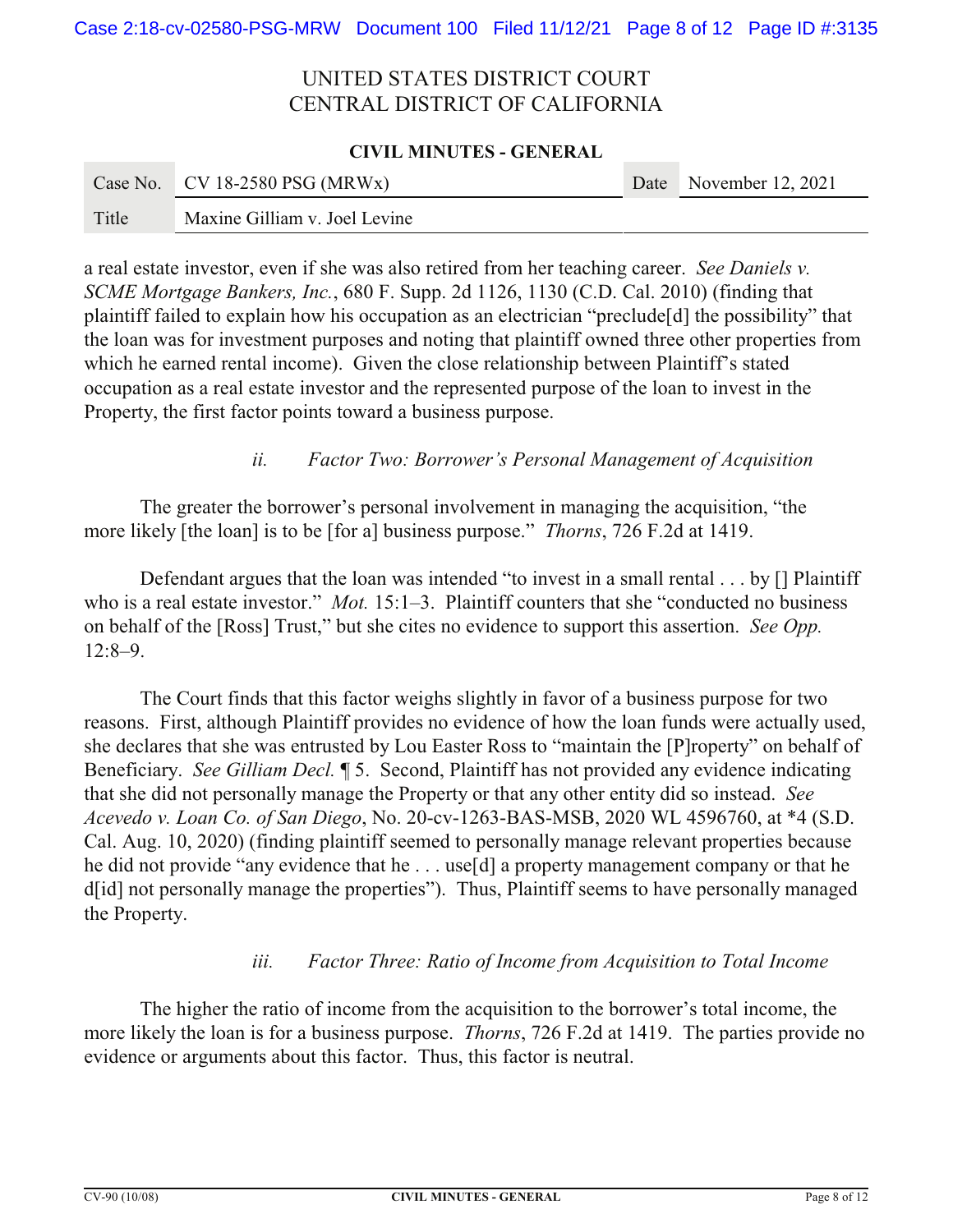a real estate investor, even if she was also retired from her teaching career. *See Daniels v. SCME Mortgage Bankers, Inc.*, 680 F. Supp. 2d 1126, 1130 (C.D. Cal. 2010) (finding that plaintiff failed to explain how his occupation as an electrician "preclude[d] the possibility" that the loan was for investment purposes and noting that plaintiff owned three other properties from which he earned rental income). Given the close relationship between Plaintiff's stated occupation as a real estate investor and the represented purpose of the loan to invest in the Property, the first factor points toward a business purpose.

*ii. Factor Two: Borrower's Personal Management of Acquisition*

The greater the borrower's personal involvement in managing the acquisition, "the more likely [the loan] is to be [for a] business purpose." *Thorns*, 726 F.2d at 1419.

Defendant argues that the loan was intended "to invest in a small rental . . . by [] Plaintiff who is a real estate investor." *Mot.* 15:1–3. Plaintiff counters that she "conducted no business on behalf of the [Ross] Trust," but she cites no evidence to support this assertion. *See Opp.* 12:8–9.

The Court finds that this factor weighs slightly in favor of a business purpose for two reasons. First, although Plaintiff provides no evidence of how the loan funds were actually used, she declares that she was entrusted by Lou Easter Ross to "maintain the [P]roperty" on behalf of Beneficiary. *See Gilliam Decl.* ¶ 5. Second, Plaintiff has not provided any evidence indicating that she did not personally manage the Property or that any other entity did so instead. *See Acevedo v. Loan Co. of San Diego*, No. 20-cv-1263-BAS-MSB, 2020 WL 4596760, at *4 (S.D. Cal. Aug. 10, 2020) (finding plaintiff seemed to personally manage relevant properties because he did not provide "any evidence that he . . . use[d] a property management company or that he d[id] not personally manage the properties"). Thus, Plaintiff seems to have personally managed the Property.

*iii. Factor Three: Ratio of Income from Acquisition to Total Income*

The higher the ratio of income from the acquisition to the borrower's total income, the more likely the loan is for a business purpose. *Thorns*, 726 F.2d at 1419. The parties provide no evidence or arguments about this factor. Thus, this factor is neutral.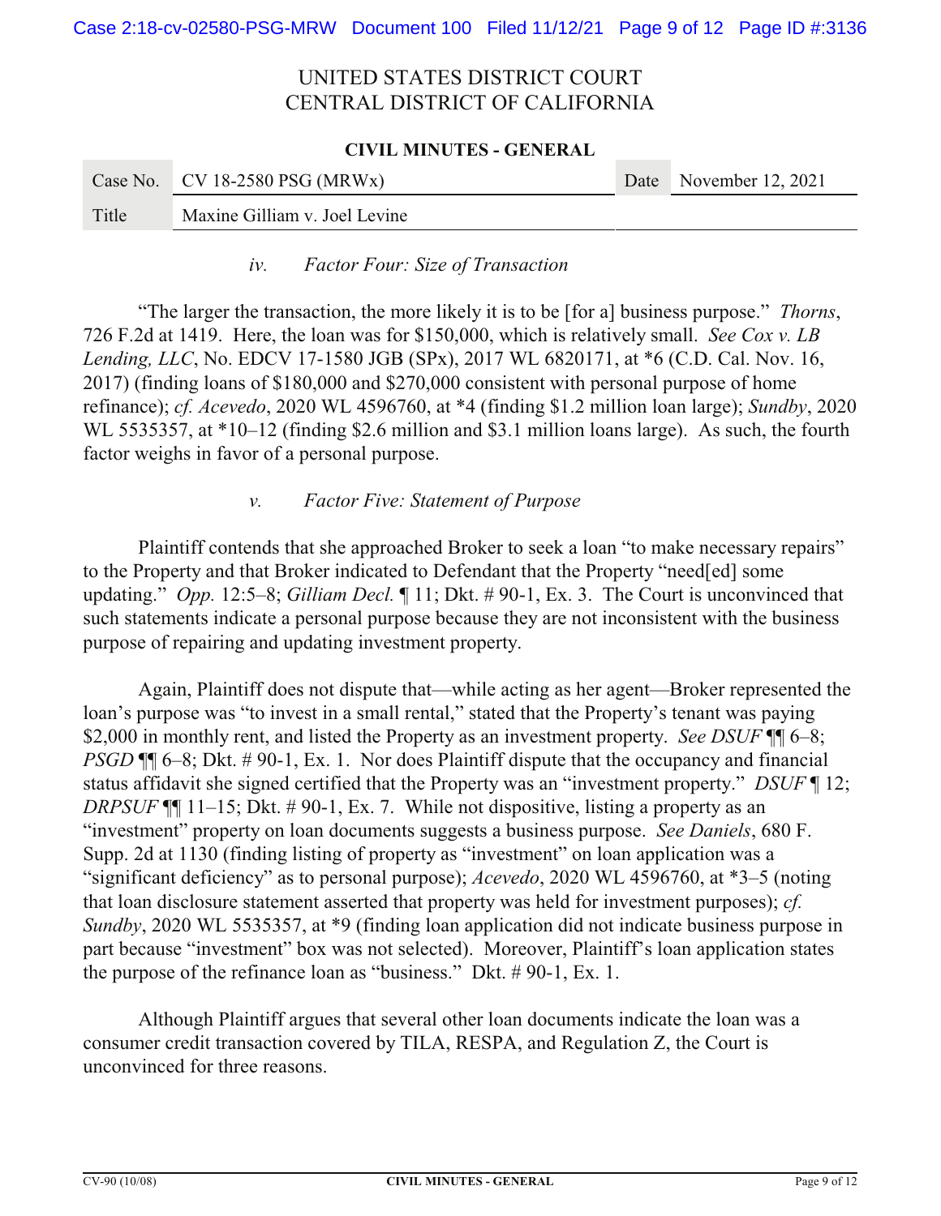*iv. Factor Four: Size of Transaction*

"The larger the transaction, the more likely it is to be [for a] business purpose." *Thorns*, 726 F.2d at 1419. Here, the loan was for $150,000, which is relatively small. *See Cox v. LB Lending, LLC*, No. EDCV 17-1580 JGB (SPx), 2017 WL 6820171, at *6 (C.D. Cal. Nov. 16, 2017) (finding loans of $180,000 and $270,000 consistent with personal purpose of home refinance); *cf. Acevedo*, 2020 WL 4596760, at *4 (finding $1.2 million loan large); *Sundby*, 2020 WL 5535357, at *10–12 (finding $2.6 million and $3.1 million loans large). As such, the fourth factor weighs in favor of a personal purpose.

*v. Factor Five: Statement of Purpose*

Plaintiff contends that she approached Broker to seek a loan "to make necessary repairs" to the Property and that Broker indicated to Defendant that the Property "need[ed] some updating." *Opp.* 12:5–8; *Gilliam Decl.* ¶ 11; Dkt. # 90-1, Ex. 3. The Court is unconvinced that such statements indicate a personal purpose because they are not inconsistent with the business purpose of repairing and updating investment property.

Again, Plaintiff does not dispute that—while acting as her agent—Broker represented the loan's purpose was "to invest in a small rental," stated that the Property's tenant was paying $2,000 in monthly rent, and listed the Property as an investment property. *See DSUF* ¶¶ 6–8; *PSGD* ¶¶ 6–8; Dkt. # 90-1, Ex. 1. Nor does Plaintiff dispute that the occupancy and financial status affidavit she signed certified that the Property was an "investment property." *DSUF* ¶ 12; *DRPSUF* ¶¶ 11–15; Dkt. # 90-1, Ex. 7. While not dispositive, listing a property as an "investment" property on loan documents suggests a business purpose. *See Daniels*, 680 F. Supp. 2d at 1130 (finding listing of property as "investment" on loan application was a "significant deficiency" as to personal purpose); *Acevedo*, 2020 WL 4596760, at *3–5 (noting that loan disclosure statement asserted that property was held for investment purposes); *cf. Sundby*, 2020 WL 5535357, at *9 (finding loan application did not indicate business purpose in part because "investment" box was not selected). Moreover, Plaintiff's loan application states the purpose of the refinance loan as "business." Dkt. # 90-1, Ex. 1.

Although Plaintiff argues that several other loan documents indicate the loan was a consumer credit transaction covered by TILA, RESPA, and Regulation Z, the Court is unconvinced for three reasons.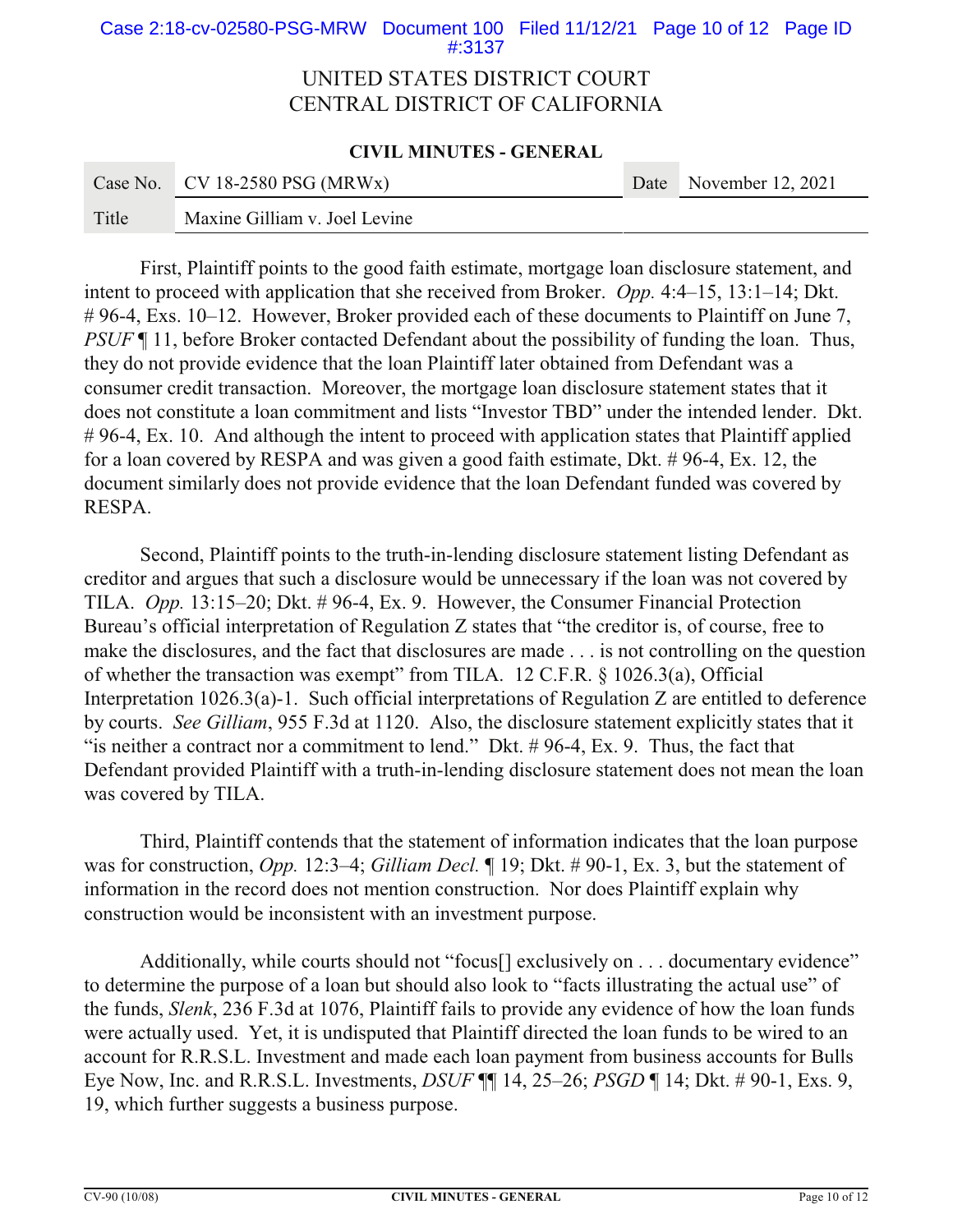First, Plaintiff points to the good faith estimate, mortgage loan disclosure statement, and intent to proceed with application that she received from Broker. *Opp.* 4:4–15, 13:1–14; Dkt. # 96-4, Exs. 10–12. However, Broker provided each of these documents to Plaintiff on June 7, *PSUF* ¶ 11, before Broker contacted Defendant about the possibility of funding the loan. Thus, they do not provide evidence that the loan Plaintiff later obtained from Defendant was a consumer credit transaction. Moreover, the mortgage loan disclosure statement states that it does not constitute a loan commitment and lists "Investor TBD" under the intended lender. Dkt. # 96-4, Ex. 10. And although the intent to proceed with application states that Plaintiff applied for a loan covered by RESPA and was given a good faith estimate, Dkt. # 96-4, Ex. 12, the document similarly does not provide evidence that the loan Defendant funded was covered by RESPA.

Second, Plaintiff points to the truth-in-lending disclosure statement listing Defendant as creditor and argues that such a disclosure would be unnecessary if the loan was not covered by TILA. *Opp.* 13:15–20; Dkt. # 96-4, Ex. 9. However, the Consumer Financial Protection Bureau's official interpretation of Regulation Z states that "the creditor is, of course, free to make the disclosures, and the fact that disclosures are made . . . is not controlling on the question of whether the transaction was exempt" from TILA. 12 C.F.R. § 1026.3(a), Official Interpretation 1026.3(a)-1. Such official interpretations of Regulation Z are entitled to deference by courts. *See Gilliam*, 955 F.3d at 1120. Also, the disclosure statement explicitly states that it "is neither a contract nor a commitment to lend." Dkt. # 96-4, Ex. 9. Thus, the fact that Defendant provided Plaintiff with a truth-in-lending disclosure statement does not mean the loan was covered by TILA.

Third, Plaintiff contends that the statement of information indicates that the loan purpose was for construction, *Opp.* 12:3–4; *Gilliam Decl.* ¶ 19; Dkt. # 90-1, Ex. 3, but the statement of information in the record does not mention construction. Nor does Plaintiff explain why construction would be inconsistent with an investment purpose.

Additionally, while courts should not "focus[] exclusively on . . . documentary evidence" to determine the purpose of a loan but should also look to "facts illustrating the actual use" of the funds, *Slenk*, 236 F.3d at 1076, Plaintiff fails to provide any evidence of how the loan funds were actually used. Yet, it is undisputed that Plaintiff directed the loan funds to be wired to an account for R.R.S.L. Investment and made each loan payment from business accounts for Bulls Eye Now, Inc. and R.R.S.L. Investments, *DSUF* ¶¶ 14, 25–26; *PSGD* ¶ 14; Dkt. # 90-1, Exs. 9, 19, which further suggests a business purpose.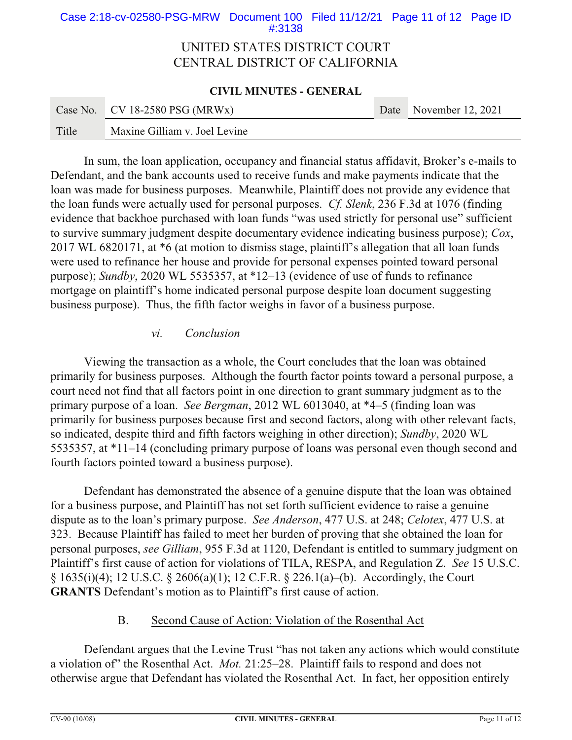In sum, the loan application, occupancy and financial status affidavit, Broker's e-mails to Defendant, and the bank accounts used to receive funds and make payments indicate that the loan was made for business purposes. Meanwhile, Plaintiff does not provide any evidence that the loan funds were actually used for personal purposes. *Cf. Slenk*, 236 F.3d at 1076 (finding evidence that backhoe purchased with loan funds "was used strictly for personal use" sufficient to survive summary judgment despite documentary evidence indicating business purpose); *Cox*, 2017 WL 6820171, at *6 (at motion to dismiss stage, plaintiff's allegation that all loan funds were used to refinance her house and provide for personal expenses pointed toward personal purpose); *Sundby*, 2020 WL 5535357, at *12–13 (evidence of use of funds to refinance mortgage on plaintiff's home indicated personal purpose despite loan document suggesting business purpose). Thus, the fifth factor weighs in favor of a business purpose.

*vi. Conclusion*

Viewing the transaction as a whole, the Court concludes that the loan was obtained primarily for business purposes. Although the fourth factor points toward a personal purpose, a court need not find that all factors point in one direction to grant summary judgment as to the primary purpose of a loan. *See Bergman*, 2012 WL 6013040, at *4–5 (finding loan was primarily for business purposes because first and second factors, along with other relevant facts, so indicated, despite third and fifth factors weighing in other direction); *Sundby*, 2020 WL 5535357, at *11–14 (concluding primary purpose of loans was personal even though second and fourth factors pointed toward a business purpose).

Defendant has demonstrated the absence of a genuine dispute that the loan was obtained for a business purpose, and Plaintiff has not set forth sufficient evidence to raise a genuine dispute as to the loan's primary purpose. *See Anderson*, 477 U.S. at 248; *Celotex*, 477 U.S. at 323. Because Plaintiff has failed to meet her burden of proving that she obtained the loan for personal purposes, *see Gilliam*, 955 F.3d at 1120, Defendant is entitled to summary judgment on Plaintiff's first cause of action for violations of TILA, RESPA, and Regulation Z. *See* 15 U.S.C. § 1635(i)(4); 12 U.S.C. § 2606(a)(1); 12 C.F.R. § 226.1(a)–(b). Accordingly, the Court **GRANTS** Defendant's motion as to Plaintiff's first cause of action.

B. Second Cause of Action: Violation of the Rosenthal Act

Defendant argues that the Levine Trust "has not taken any actions which would constitute a violation of" the Rosenthal Act. *Mot.* 21:25–28. Plaintiff fails to respond and does not otherwise argue that Defendant has violated the Rosenthal Act. In fact, her opposition entirely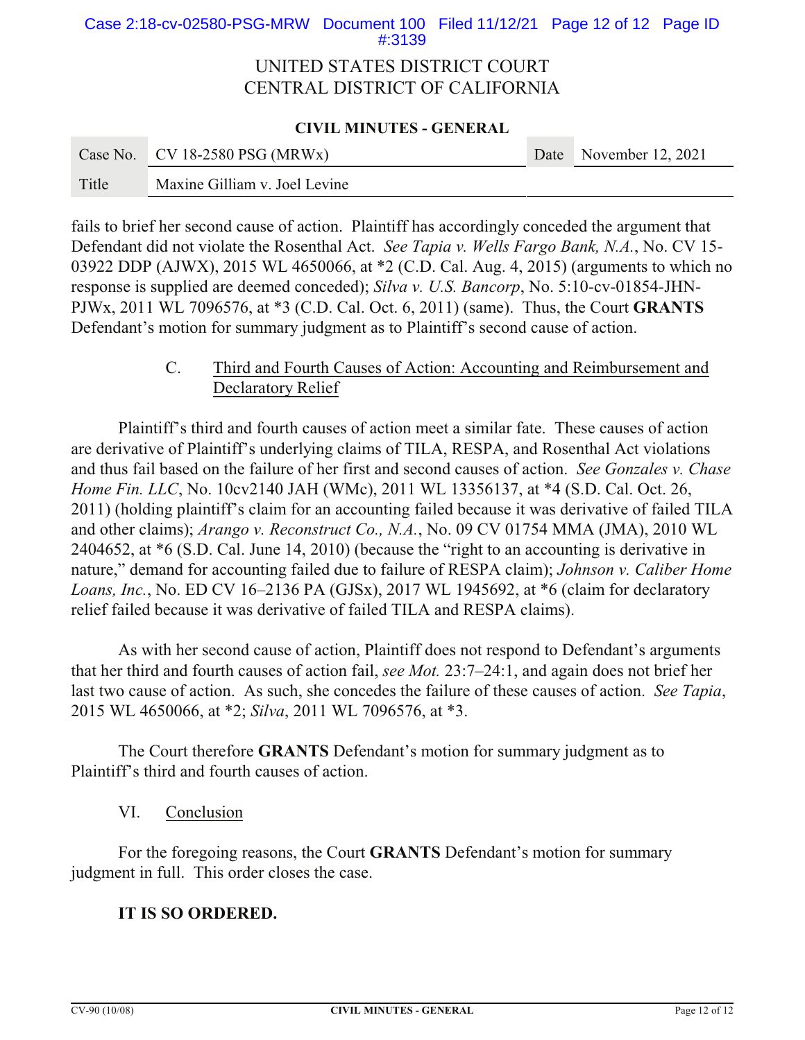fails to brief her second cause of action. Plaintiff has accordingly conceded the argument that Defendant did not violate the Rosenthal Act. *See Tapia v. Wells Fargo Bank, N.A.*, No. CV 15-03922 DDP (AJWX), 2015 WL 4650066, at *2 (C.D. Cal. Aug. 4, 2015) (arguments to which no response is supplied are deemed conceded); *Silva v. U.S. Bancorp*, No. 5:10-cv-01854-JHN-PJWx, 2011 WL 7096576, at *3 (C.D. Cal. Oct. 6, 2011) (same). Thus, the Court **GRANTS** Defendant's motion for summary judgment as to Plaintiff's second cause of action.

### C. Third and Fourth Causes of Action: Accounting and Reimbursement and Declaratory Relief

Plaintiff's third and fourth causes of action meet a similar fate. These causes of action are derivative of Plaintiff's underlying claims of TILA, RESPA, and Rosenthal Act violations and thus fail based on the failure of her first and second causes of action. *See Gonzales v. Chase Home Fin. LLC*, No. 10cv2140 JAH (WMc), 2011 WL 13356137, at *4 (S.D. Cal. Oct. 26, 2011) (holding plaintiff's claim for an accounting failed because it was derivative of failed TILA and other claims); *Arango v. Reconstruct Co., N.A.*, No. 09 CV 01754 MMA (JMA), 2010 WL 2404652, at *6 (S.D. Cal. June 14, 2010) (because the "right to an accounting is derivative in nature," demand for accounting failed due to failure of RESPA claim); *Johnson v. Caliber Home Loans, Inc.*, No. ED CV 16–2136 PA (GJSx), 2017 WL 1945692, at *6 (claim for declaratory relief failed because it was derivative of failed TILA and RESPA claims).

As with her second cause of action, Plaintiff does not respond to Defendant's arguments that her third and fourth causes of action fail, *see Mot.* 23:7–24:1, and again does not brief her last two cause of action. As such, she concedes the failure of these causes of action. *See Tapia*, 2015 WL 4650066, at *2; *Silva*, 2011 WL 7096576, at *3.

The Court therefore **GRANTS** Defendant's motion for summary judgment as to Plaintiff's third and fourth causes of action.

## VI. Conclusion

For the foregoing reasons, the Court **GRANTS** Defendant's motion for summary judgment in full. This order closes the case.

**IT IS SO ORDERED.**